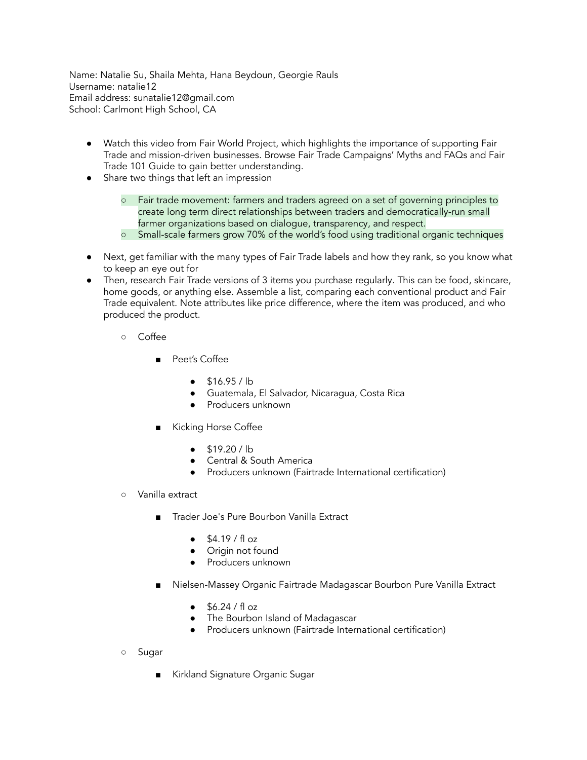Name: Natalie Su, Shaila Mehta, Hana Beydoun, Georgie Rauls
Username: natalie12
Email address: sunatalie12@gmail.com
School: Carlmont High School, CA

- Watch this video from Fair World Project, which highlights the importance of supporting Fair Trade and mission-driven businesses. Browse Fair Trade Campaigns' Myths and FAQs and Fair Trade 101 Guide to gain better understanding.
- Share two things that left an impression
    - Fair trade movement: farmers and traders agreed on a set of governing principles to create long term direct relationships between traders and democratically-run small farmer organizations based on dialogue, transparency, and respect.
    - Small-scale farmers grow 70% of the world's food using traditional organic techniques
- Next, get familiar with the many types of Fair Trade labels and how they rank, so you know what to keep an eye out for
- Then, research Fair Trade versions of 3 items you purchase regularly. This can be food, skincare, home goods, or anything else. Assemble a list, comparing each conventional product and Fair Trade equivalent. Note attributes like price difference, where the item was produced, and who produced the product.
    - Coffee
        - Peet's Coffee
            - $16.95 / lb
            - Guatemala, El Salvador, Nicaragua, Costa Rica
            - Producers unknown
        - Kicking Horse Coffee
            - $19.20 / lb
            - Central & South America
            - Producers unknown (Fairtrade International certification)
    - Vanilla extract
        - Trader Joe's Pure Bourbon Vanilla Extract
            - $4.19 / fl oz
            - Origin not found
            - Producers unknown
        - Nielsen-Massey Organic Fairtrade Madagascar Bourbon Pure Vanilla Extract
            - $6.24 / fl oz
            - The Bourbon Island of Madagascar
            - Producers unknown (Fairtrade International certification)
    - Sugar
        - Kirkland Signature Organic Sugar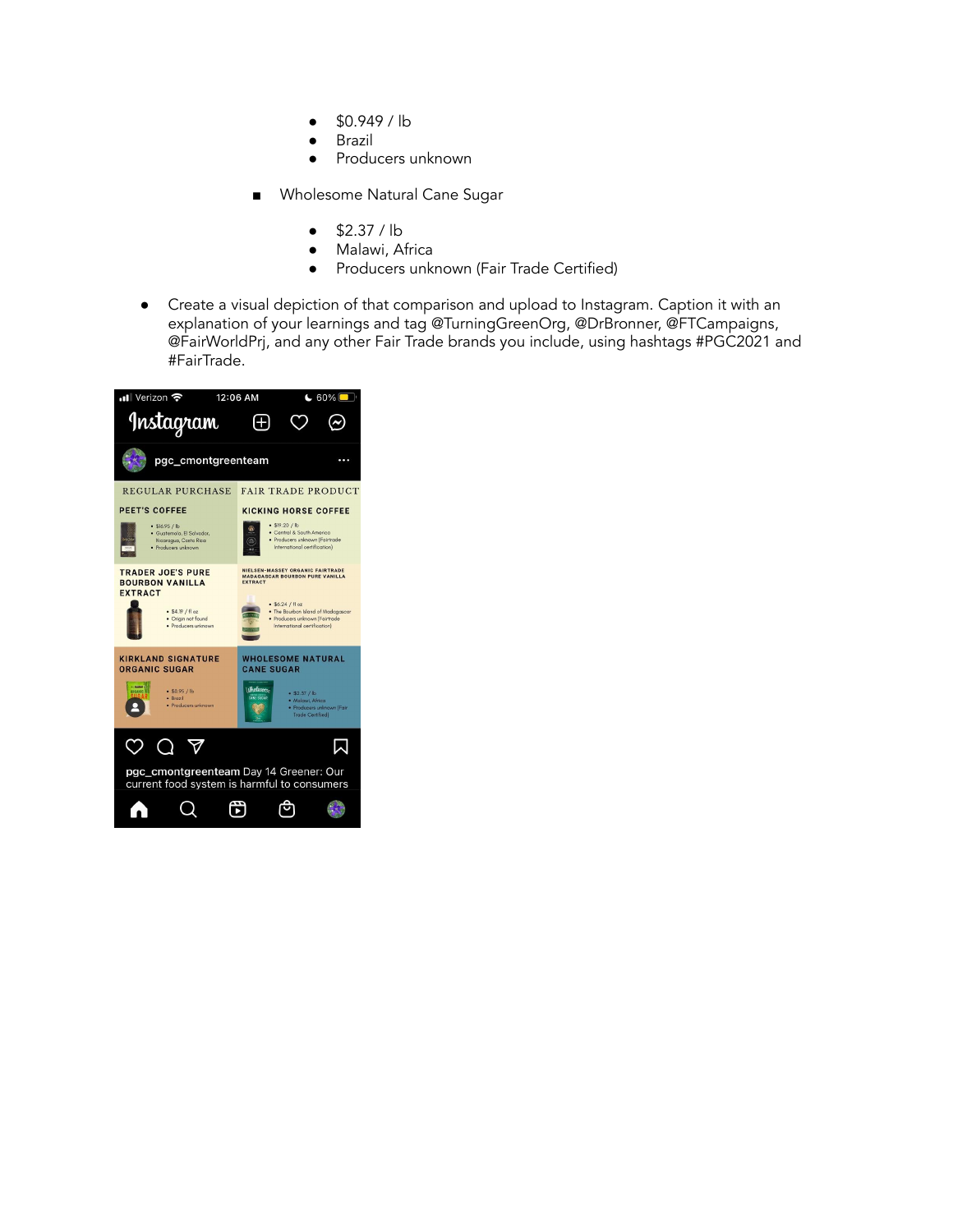- $0.949 / lb
      - Brazil
      - Producers unknown

    - Wholesome Natural Cane Sugar
      - $2.37 / lb
      - Malawi, Africa
      - Producers unknown (Fair Trade Certified)

- Create a visual depiction of that comparison and upload to Instagram. Caption it with an explanation of your learnings and tag @TurningGreenOrg, @DrBronner, @FTCampaigns, @FairWorldPrj, and any other Fair Trade brands you include, using hashtags #PGC2021 and #FairTrade.